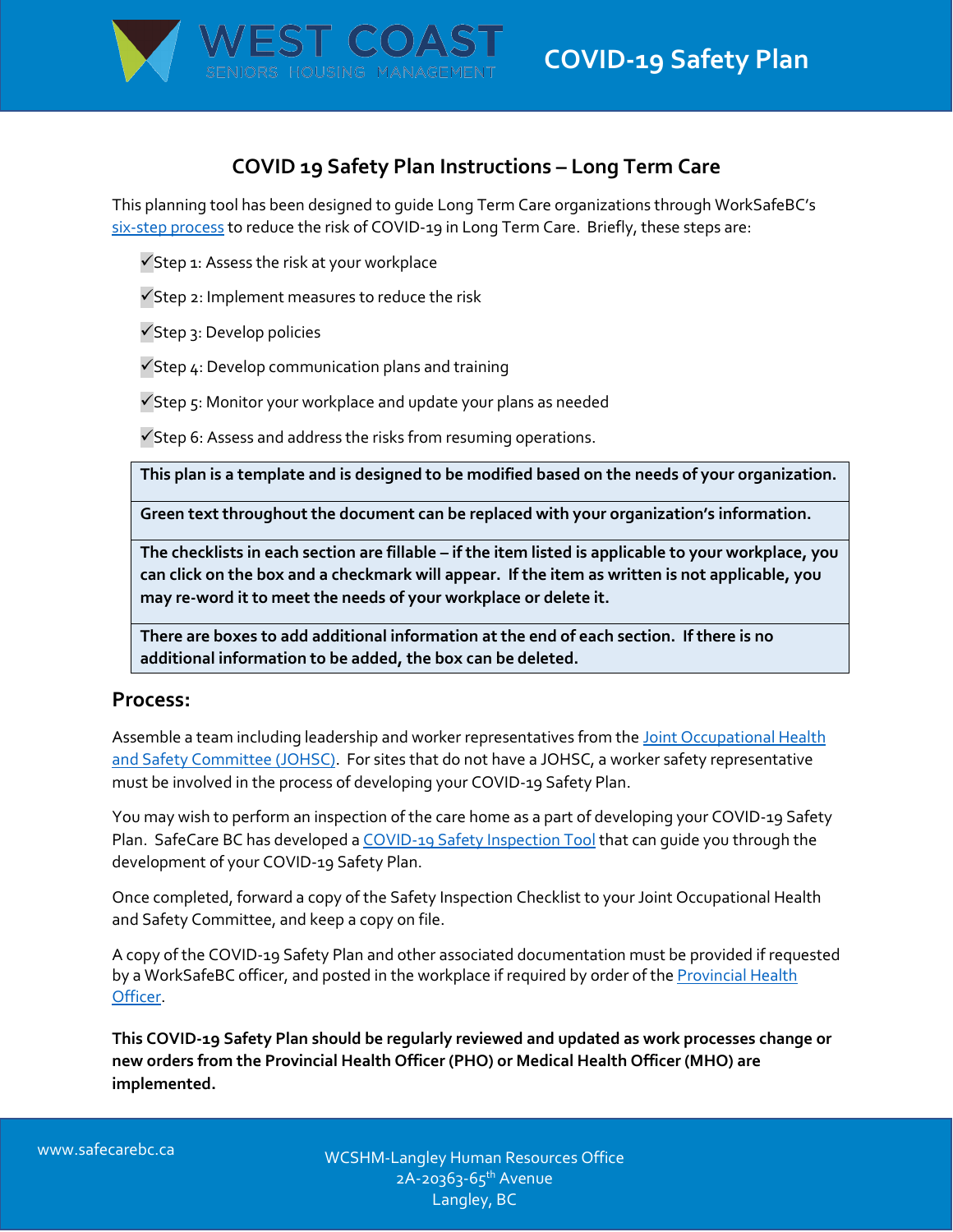# COVID 19 Safety Plan Instructions – Long Term Care

This planning tool has been designed to guide Long Term Care organizations through WorkSafeBC's six-step process to reduce the risk of COVID-19 in Long Term Care. Briefly, these steps are:

- ✓Step 1: Assess the risk at your workplace
- ✓Step 2: Implement measures to reduce the risk
- ✓Step 3: Develop policies
- ✓Step 4: Develop communication plans and training
- ✓Step 5: Monitor your workplace and update your plans as needed
- ✓Step 6: Assess and address the risks from resuming operations.

| **This plan is a template and is designed to be modified based on the needs of your organization.** |
|---|
| **Green text throughout the document can be replaced with your organization's information.** |
| **The checklists in each section are fillable – if the item listed is applicable to your workplace, you can click on the box and a checkmark will appear. If the item as written is not applicable, you may re-word it to meet the needs of your workplace or delete it.** |
| **There are boxes to add additional information at the end of each section. If there is no additional information to be added, the box can be deleted.** |

## Process:

Assemble a team including leadership and worker representatives from the Joint Occupational Health and Safety Committee (JOHSC). For sites that do not have a JOHSC, a worker safety representative must be involved in the process of developing your COVID-19 Safety Plan.

You may wish to perform an inspection of the care home as a part of developing your COVID-19 Safety Plan. SafeCare BC has developed a COVID-19 Safety Inspection Tool that can guide you through the development of your COVID-19 Safety Plan.

Once completed, forward a copy of the Safety Inspection Checklist to your Joint Occupational Health and Safety Committee, and keep a copy on file.

A copy of the COVID-19 Safety Plan and other associated documentation must be provided if requested by a WorkSafeBC officer, and posted in the workplace if required by order of the Provincial Health Officer.

**This COVID-19 Safety Plan should be regularly reviewed and updated as work processes change or new orders from the Provincial Health Officer (PHO) or Medical Health Officer (MHO) are implemented.**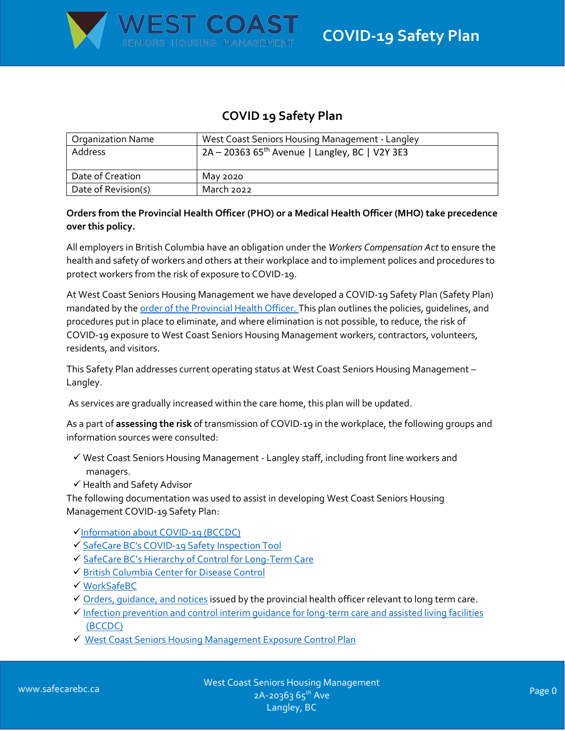# COVID 19 Safety Plan

| Organization Name | West Coast Seniors Housing Management - Langley |
|---|---|
| Address | 2A – 20363 65th Avenue \| Langley, BC \| V2Y 3E3 |
| Date of Creation | May 2020 |
| Date of Revision(s) | March 2022 |

**Orders from the Provincial Health Officer (PHO) or a Medical Health Officer (MHO) take precedence over this policy.**

All employers in British Columbia have an obligation under the *Workers Compensation Act* to ensure the health and safety of workers and others at their workplace and to implement polices and procedures to protect workers from the risk of exposure to COVID-19.

At West Coast Seniors Housing Management we have developed a COVID-19 Safety Plan (Safety Plan) mandated by the order of the Provincial Health Officer. This plan outlines the policies, guidelines, and procedures put in place to eliminate, and where elimination is not possible, to reduce, the risk of COVID-19 exposure to West Coast Seniors Housing Management workers, contractors, volunteers, residents, and visitors.

This Safety Plan addresses current operating status at West Coast Seniors Housing Management – Langley.

As services are gradually increased within the care home, this plan will be updated.

As a part of **assessing the risk** of transmission of COVID-19 in the workplace, the following groups and information sources were consulted:

- ✓ West Coast Seniors Housing Management - Langley staff, including front line workers and managers.
- ✓ Health and Safety Advisor

The following documentation was used to assist in developing West Coast Seniors Housing Management COVID-19 Safety Plan:

- ✓ Information about COVID-19 (BCCDC)
- ✓ SafeCare BC's COVID-19 Safety Inspection Tool
- ✓ SafeCare BC's Hierarchy of Control for Long-Term Care
- ✓ British Columbia Center for Disease Control
- ✓ WorkSafeBC
- ✓ Orders, guidance, and notices issued by the provincial health officer relevant to long term care.
- ✓ Infection prevention and control interim guidance for long-term care and assisted living facilities (BCCDC)
- ✓ West Coast Seniors Housing Management Exposure Control Plan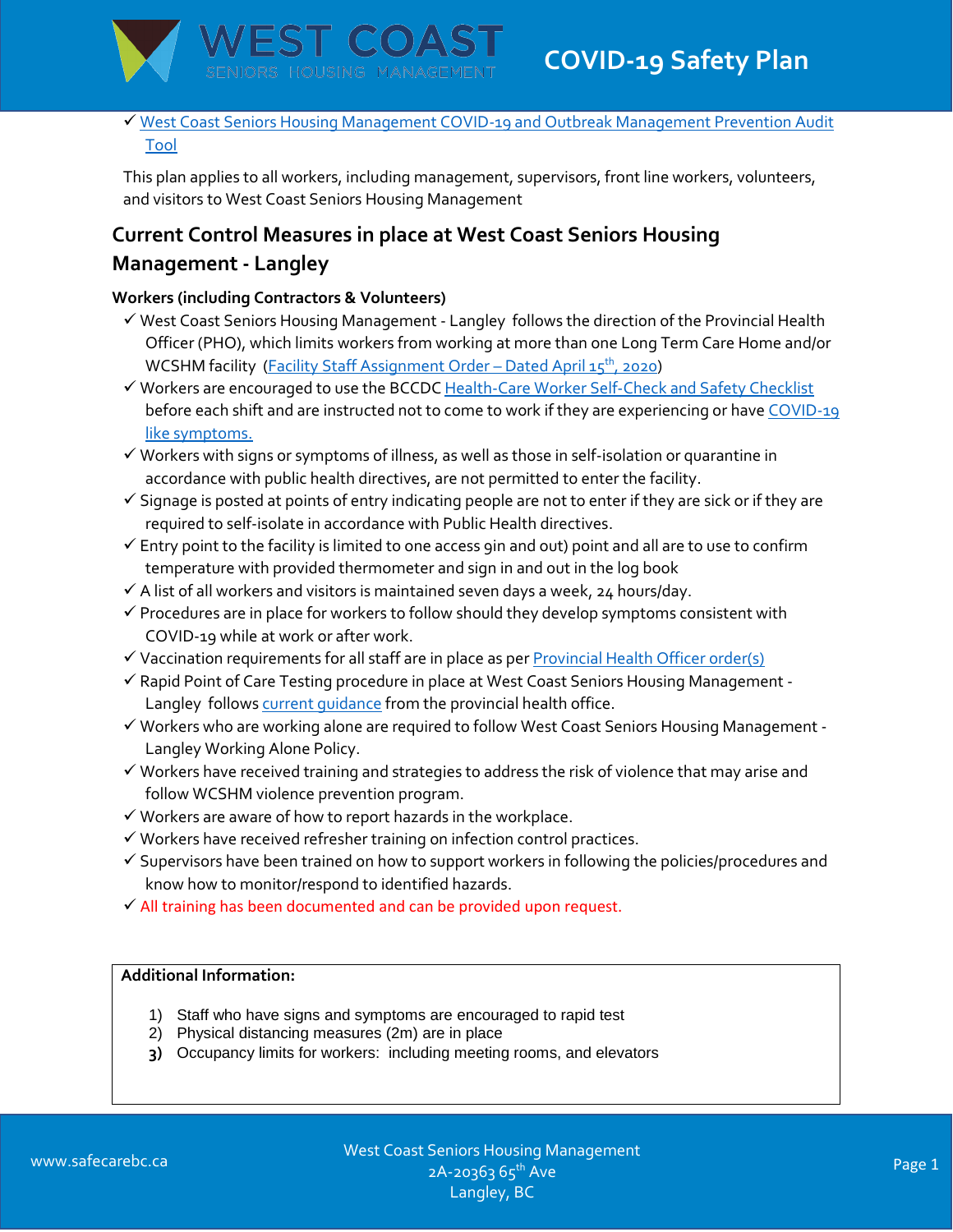- ✓ West Coast Seniors Housing Management COVID-19 and Outbreak Management Prevention Audit Tool

This plan applies to all workers, including management, supervisors, front line workers, volunteers, and visitors to West Coast Seniors Housing Management

## Current Control Measures in place at West Coast Seniors Housing Management - Langley

**Workers (including Contractors & Volunteers)**

- ✓ West Coast Seniors Housing Management - Langley follows the direction of the Provincial Health Officer (PHO), which limits workers from working at more than one Long Term Care Home and/or WCSHM facility (Facility Staff Assignment Order – Dated April 15th, 2020)
- ✓ Workers are encouraged to use the BCCDC Health-Care Worker Self-Check and Safety Checklist before each shift and are instructed not to come to work if they are experiencing or have COVID-19 like symptoms.
- ✓ Workers with signs or symptoms of illness, as well as those in self-isolation or quarantine in accordance with public health directives, are not permitted to enter the facility.
- ✓ Signage is posted at points of entry indicating people are not to enter if they are sick or if they are required to self-isolate in accordance with Public Health directives.
- ✓ Entry point to the facility is limited to one access 9in and out) point and all are to use to confirm temperature with provided thermometer and sign in and out in the log book
- ✓ A list of all workers and visitors is maintained seven days a week, 24 hours/day.
- ✓ Procedures are in place for workers to follow should they develop symptoms consistent with COVID-19 while at work or after work.
- ✓ Vaccination requirements for all staff are in place as per Provincial Health Officer order(s)
- ✓ Rapid Point of Care Testing procedure in place at West Coast Seniors Housing Management - Langley follows current guidance from the provincial health office.
- ✓ Workers who are working alone are required to follow West Coast Seniors Housing Management - Langley Working Alone Policy.
- ✓ Workers have received training and strategies to address the risk of violence that may arise and follow WCSHM violence prevention program.
- ✓ Workers are aware of how to report hazards in the workplace.
- ✓ Workers have received refresher training on infection control practices.
- ✓ Supervisors have been trained on how to support workers in following the policies/procedures and know how to monitor/respond to identified hazards.
- ✓ All training has been documented and can be provided upon request.

**Additional Information:**

1) Staff who have signs and symptoms are encouraged to rapid test
2) Physical distancing measures (2m) are in place
3) Occupancy limits for workers: including meeting rooms, and elevators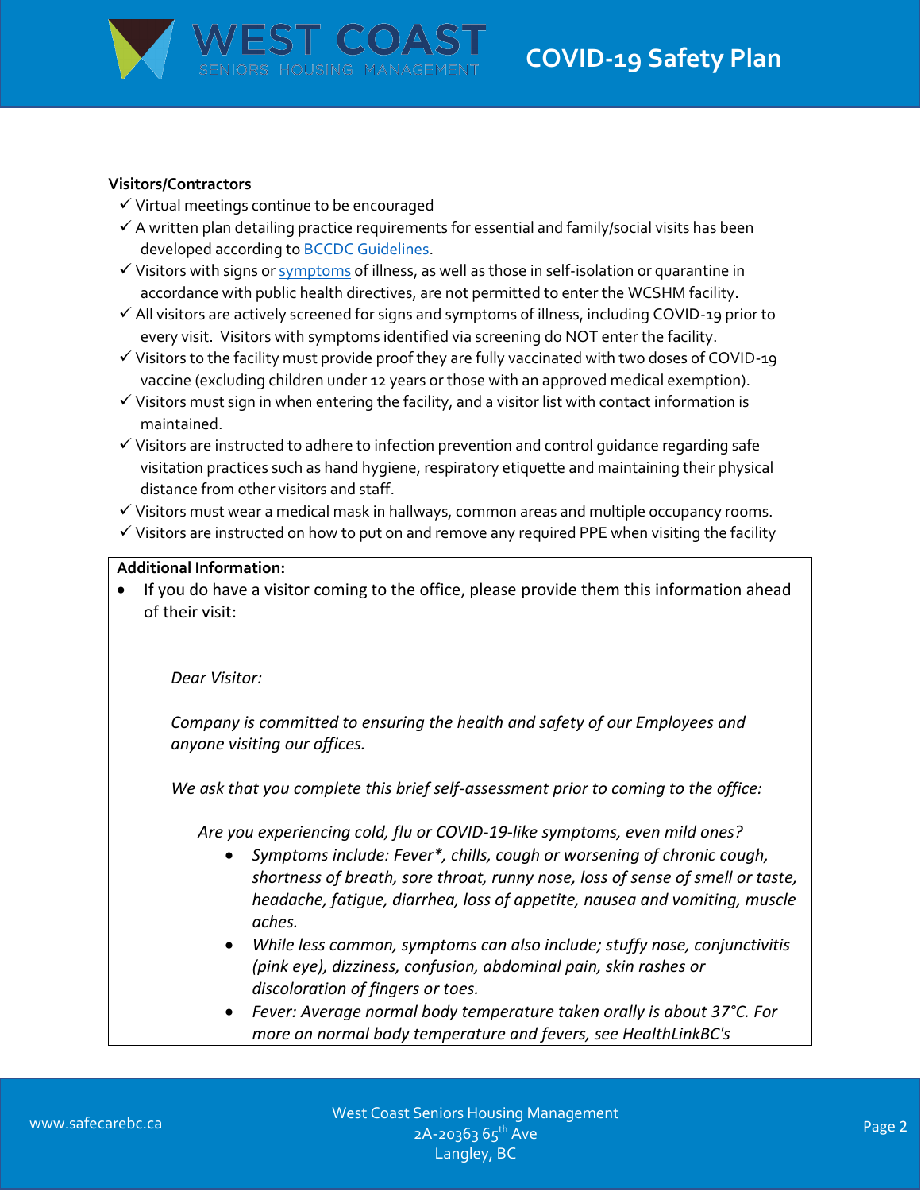**Visitors/Contractors**

- ✓ Virtual meetings continue to be encouraged
- ✓ A written plan detailing practice requirements for essential and family/social visits has been developed according to BCCDC Guidelines.
- ✓ Visitors with signs or symptoms of illness, as well as those in self-isolation or quarantine in accordance with public health directives, are not permitted to enter the WCSHM facility.
- ✓ All visitors are actively screened for signs and symptoms of illness, including COVID-19 prior to every visit. Visitors with symptoms identified via screening do NOT enter the facility.
- ✓ Visitors to the facility must provide proof they are fully vaccinated with two doses of COVID-19 vaccine (excluding children under 12 years or those with an approved medical exemption).
- ✓ Visitors must sign in when entering the facility, and a visitor list with contact information is maintained.
- ✓ Visitors are instructed to adhere to infection prevention and control guidance regarding safe visitation practices such as hand hygiene, respiratory etiquette and maintaining their physical distance from other visitors and staff.
- ✓ Visitors must wear a medical mask in hallways, common areas and multiple occupancy rooms.
- ✓ Visitors are instructed on how to put on and remove any required PPE when visiting the facility

**Additional Information:**

- If you do have a visitor coming to the office, please provide them this information ahead of their visit:

*Dear Visitor:*

*Company is committed to ensuring the health and safety of our Employees and anyone visiting our offices.*

*We ask that you complete this brief self-assessment prior to coming to the office:*

*Are you experiencing cold, flu or COVID-19-like symptoms, even mild ones?*

- *Symptoms include: Fever*, chills, cough or worsening of chronic cough, shortness of breath, sore throat, runny nose, loss of sense of smell or taste, headache, fatigue, diarrhea, loss of appetite, nausea and vomiting, muscle aches.*
- *While less common, symptoms can also include; stuffy nose, conjunctivitis (pink eye), dizziness, confusion, abdominal pain, skin rashes or discoloration of fingers or toes.*
- *Fever: Average normal body temperature taken orally is about 37°C. For more on normal body temperature and fevers, see HealthLinkBC's*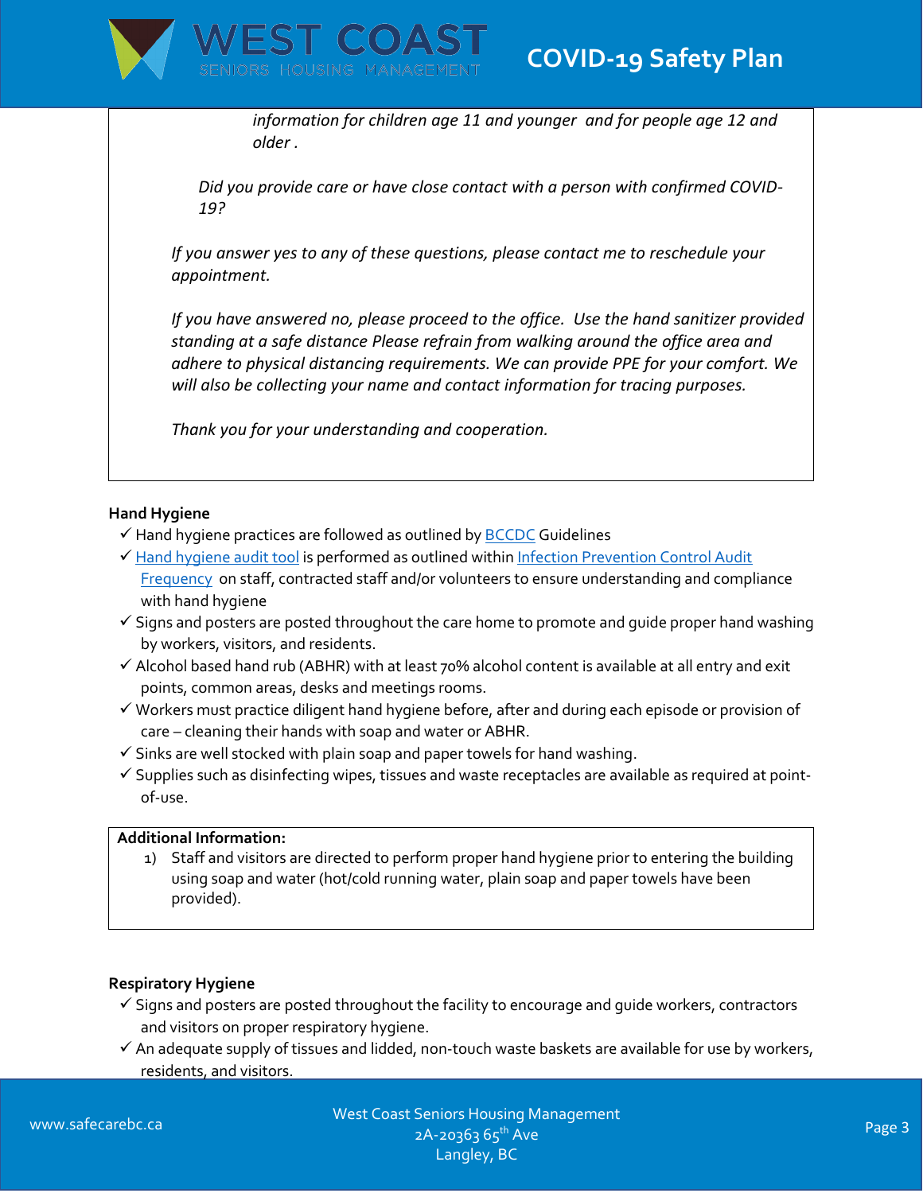*information for children age 11 and younger and for people age 12 and older .*

*Did you provide care or have close contact with a person with confirmed COVID-19?*

*If you answer yes to any of these questions, please contact me to reschedule your appointment.*

*If you have answered no, please proceed to the office. Use the hand sanitizer provided standing at a safe distance Please refrain from walking around the office area and adhere to physical distancing requirements. We can provide PPE for your comfort. We will also be collecting your name and contact information for tracing purposes.*

*Thank you for your understanding and cooperation.*

**Hand Hygiene**

- ✓ Hand hygiene practices are followed as outlined by BCCDC Guidelines
- ✓ Hand hygiene audit tool is performed as outlined within Infection Prevention Control Audit Frequency on staff, contracted staff and/or volunteers to ensure understanding and compliance with hand hygiene
- ✓ Signs and posters are posted throughout the care home to promote and guide proper hand washing by workers, visitors, and residents.
- ✓ Alcohol based hand rub (ABHR) with at least 70% alcohol content is available at all entry and exit points, common areas, desks and meetings rooms.
- ✓ Workers must practice diligent hand hygiene before, after and during each episode or provision of care – cleaning their hands with soap and water or ABHR.
- ✓ Sinks are well stocked with plain soap and paper towels for hand washing.
- ✓ Supplies such as disinfecting wipes, tissues and waste receptacles are available as required at point-of-use.

**Additional Information:**

1) Staff and visitors are directed to perform proper hand hygiene prior to entering the building using soap and water (hot/cold running water, plain soap and paper towels have been provided).

**Respiratory Hygiene**

- ✓ Signs and posters are posted throughout the facility to encourage and guide workers, contractors and visitors on proper respiratory hygiene.
- ✓ An adequate supply of tissues and lidded, non-touch waste baskets are available for use by workers, residents, and visitors.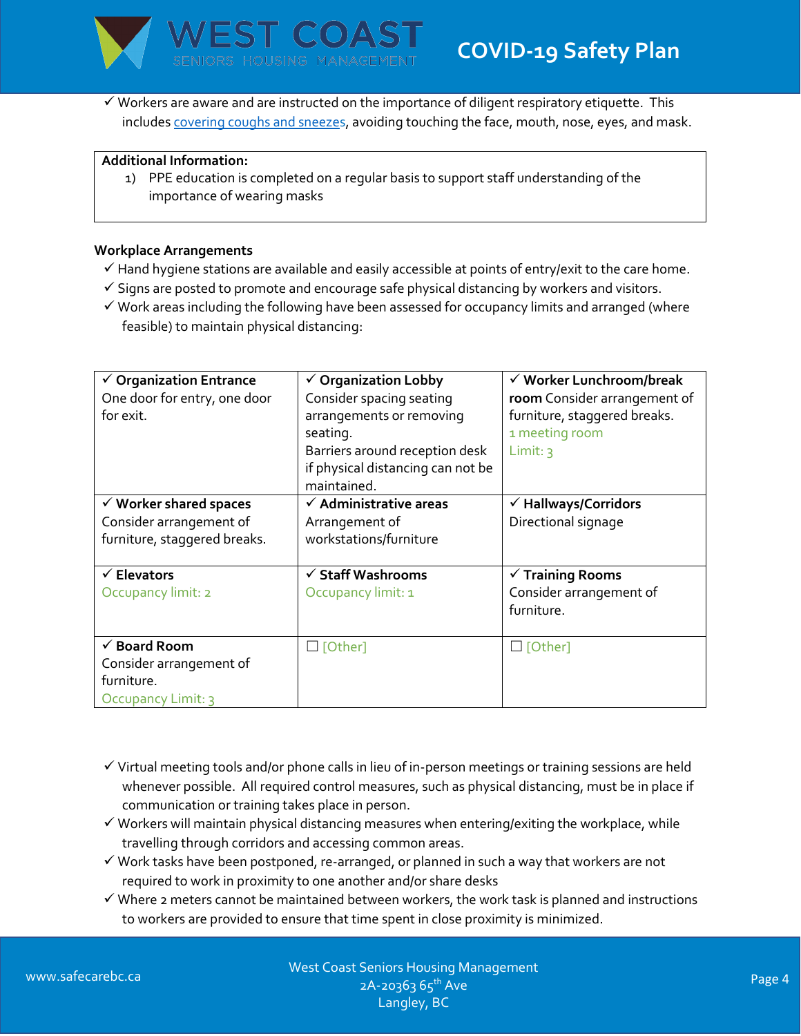- ✓ Workers are aware and are instructed on the importance of diligent respiratory etiquette. This includes covering coughs and sneezes, avoiding touching the face, mouth, nose, eyes, and mask.

| **Additional Information:** |
| --- |
| 1) PPE education is completed on a regular basis to support staff understanding of the importance of wearing masks |

**Workplace Arrangements**

- ✓ Hand hygiene stations are available and easily accessible at points of entry/exit to the care home.
- ✓ Signs are posted to promote and encourage safe physical distancing by workers and visitors.
- ✓ Work areas including the following have been assessed for occupancy limits and arranged (where feasible) to maintain physical distancing:

| | | |
| --- | --- | --- |
| ✓ **Organization Entrance** One door for entry, one door for exit. | ✓ **Organization Lobby** Consider spacing seating arrangements or removing seating. Barriers around reception desk if physical distancing can not be maintained. | ✓ **Worker Lunchroom/break room** Consider arrangement of furniture, staggered breaks. 1 meeting room Limit: 3 |
| ✓ **Worker shared spaces** Consider arrangement of furniture, staggered breaks. | ✓ **Administrative areas** Arrangement of workstations/furniture | ✓ **Hallways/Corridors** Directional signage |
| ✓ **Elevators** Occupancy limit: 2 | ✓ **Staff Washrooms** Occupancy limit: 1 | ✓ **Training Rooms** Consider arrangement of furniture. |
| ✓ **Board Room** Consider arrangement of furniture. Occupancy Limit: 3 | ☐ [Other] | ☐ [Other] |

- ✓ Virtual meeting tools and/or phone calls in lieu of in-person meetings or training sessions are held whenever possible. All required control measures, such as physical distancing, must be in place if communication or training takes place in person.
- ✓ Workers will maintain physical distancing measures when entering/exiting the workplace, while travelling through corridors and accessing common areas.
- ✓ Work tasks have been postponed, re-arranged, or planned in such a way that workers are not required to work in proximity to one another and/or share desks
- ✓ Where 2 meters cannot be maintained between workers, the work task is planned and instructions to workers are provided to ensure that time spent in close proximity is minimized.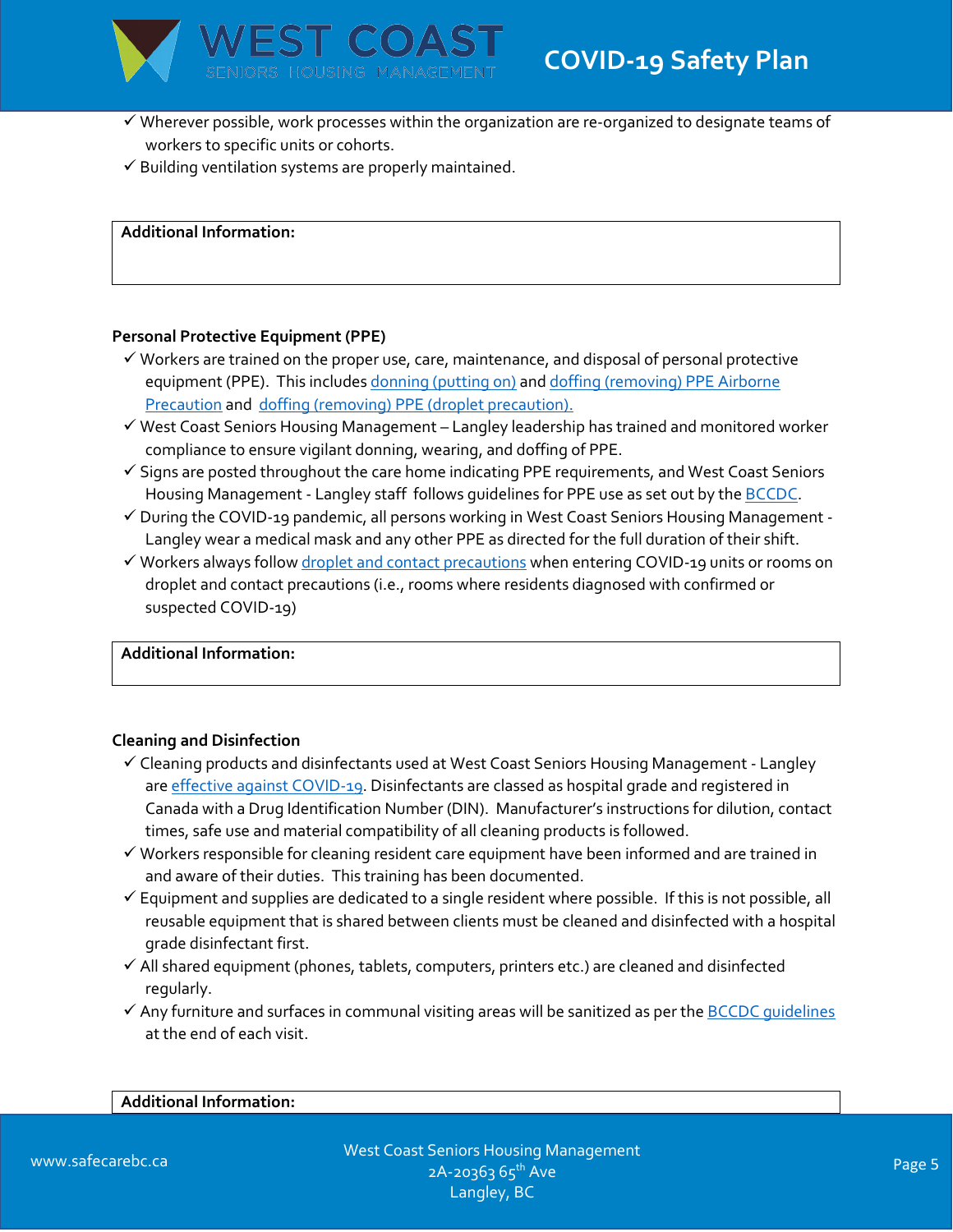- ✓ Wherever possible, work processes within the organization are re-organized to designate teams of workers to specific units or cohorts.
- ✓ Building ventilation systems are properly maintained.

| **Additional Information:** |
|---|
| |

**Personal Protective Equipment (PPE)**

- ✓ Workers are trained on the proper use, care, maintenance, and disposal of personal protective equipment (PPE). This includes donning (putting on) and doffing (removing) PPE Airborne Precaution and doffing (removing) PPE (droplet precaution).
- ✓ West Coast Seniors Housing Management – Langley leadership has trained and monitored worker compliance to ensure vigilant donning, wearing, and doffing of PPE.
- ✓ Signs are posted throughout the care home indicating PPE requirements, and West Coast Seniors Housing Management - Langley staff follows guidelines for PPE use as set out by the BCCDC.
- ✓ During the COVID-19 pandemic, all persons working in West Coast Seniors Housing Management - Langley wear a medical mask and any other PPE as directed for the full duration of their shift.
- ✓ Workers always follow droplet and contact precautions when entering COVID-19 units or rooms on droplet and contact precautions (i.e., rooms where residents diagnosed with confirmed or suspected COVID-19)

| **Additional Information:** |
|---|
| |

**Cleaning and Disinfection**

- ✓ Cleaning products and disinfectants used at West Coast Seniors Housing Management - Langley are effective against COVID-19. Disinfectants are classed as hospital grade and registered in Canada with a Drug Identification Number (DIN). Manufacturer's instructions for dilution, contact times, safe use and material compatibility of all cleaning products is followed.
- ✓ Workers responsible for cleaning resident care equipment have been informed and are trained in and aware of their duties. This training has been documented.
- ✓ Equipment and supplies are dedicated to a single resident where possible. If this is not possible, all reusable equipment that is shared between clients must be cleaned and disinfected with a hospital grade disinfectant first.
- ✓ All shared equipment (phones, tablets, computers, printers etc.) are cleaned and disinfected regularly.
- ✓ Any furniture and surfaces in communal visiting areas will be sanitized as per the BCCDC guidelines at the end of each visit.

| **Additional Information:** |
|---|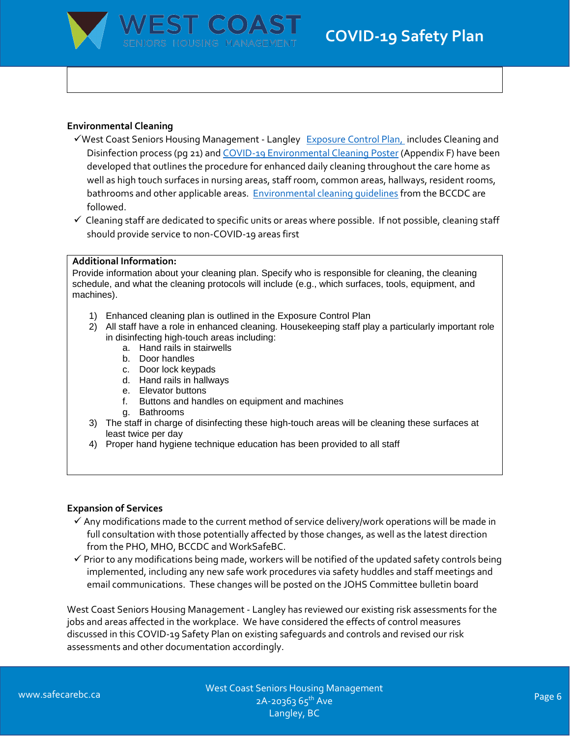## Environmental Cleaning

- ✓West Coast Seniors Housing Management - Langley [Exposure Control Plan,](#) includes Cleaning and Disinfection process (pg 21) and [COVID-19 Environmental Cleaning Poster](#) (Appendix F) have been developed that outlines the procedure for enhanced daily cleaning throughout the care home as well as high touch surfaces in nursing areas, staff room, common areas, hallways, resident rooms, bathrooms and other applicable areas. [Environmental cleaning guidelines](#) from the BCCDC are followed.
- ✓ Cleaning staff are dedicated to specific units or areas where possible. If not possible, cleaning staff should provide service to non-COVID-19 areas first

**Additional Information:**
Provide information about your cleaning plan. Specify who is responsible for cleaning, the cleaning schedule, and what the cleaning protocols will include (e.g., which surfaces, tools, equipment, and machines).

1) Enhanced cleaning plan is outlined in the Exposure Control Plan
2) All staff have a role in enhanced cleaning. Housekeeping staff play a particularly important role in disinfecting high-touch areas including:
   a. Hand rails in stairwells
   b. Door handles
   c. Door lock keypads
   d. Hand rails in hallways
   e. Elevator buttons
   f. Buttons and handles on equipment and machines
   g. Bathrooms
3) The staff in charge of disinfecting these high-touch areas will be cleaning these surfaces at least twice per day
4) Proper hand hygiene technique education has been provided to all staff

## Expansion of Services

- ✓ Any modifications made to the current method of service delivery/work operations will be made in full consultation with those potentially affected by those changes, as well as the latest direction from the PHO, MHO, BCCDC and WorkSafeBC.
- ✓ Prior to any modifications being made, workers will be notified of the updated safety controls being implemented, including any new safe work procedures via safety huddles and staff meetings and email communications. These changes will be posted on the JOHS Committee bulletin board

West Coast Seniors Housing Management - Langley has reviewed our existing risk assessments for the jobs and areas affected in the workplace. We have considered the effects of control measures discussed in this COVID-19 Safety Plan on existing safeguards and controls and revised our risk assessments and other documentation accordingly.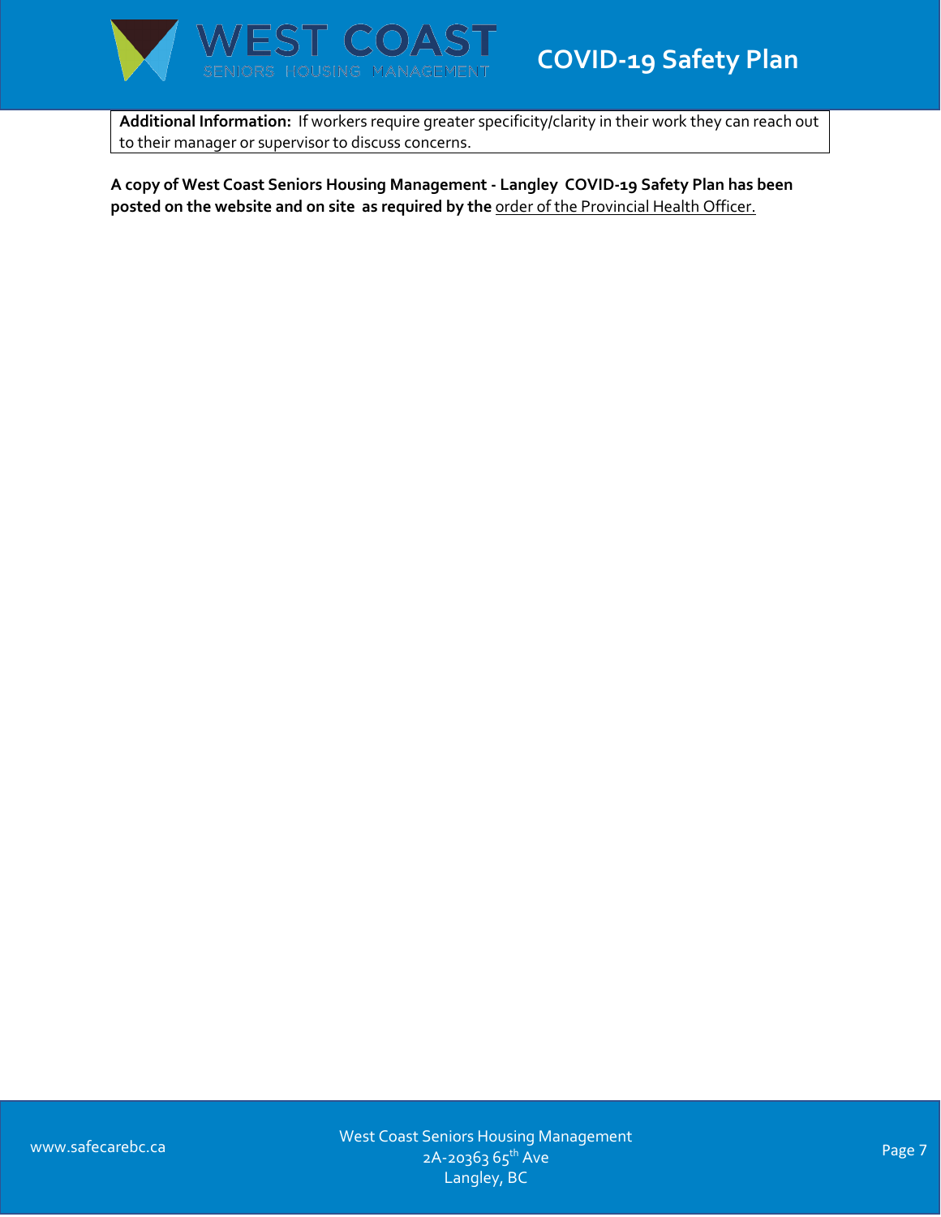**Additional Information:** If workers require greater specificity/clarity in their work they can reach out to their manager or supervisor to discuss concerns.

**A copy of West Coast Seniors Housing Management - Langley COVID-19 Safety Plan has been posted on the website and on site as required by the** order of the Provincial Health Officer.